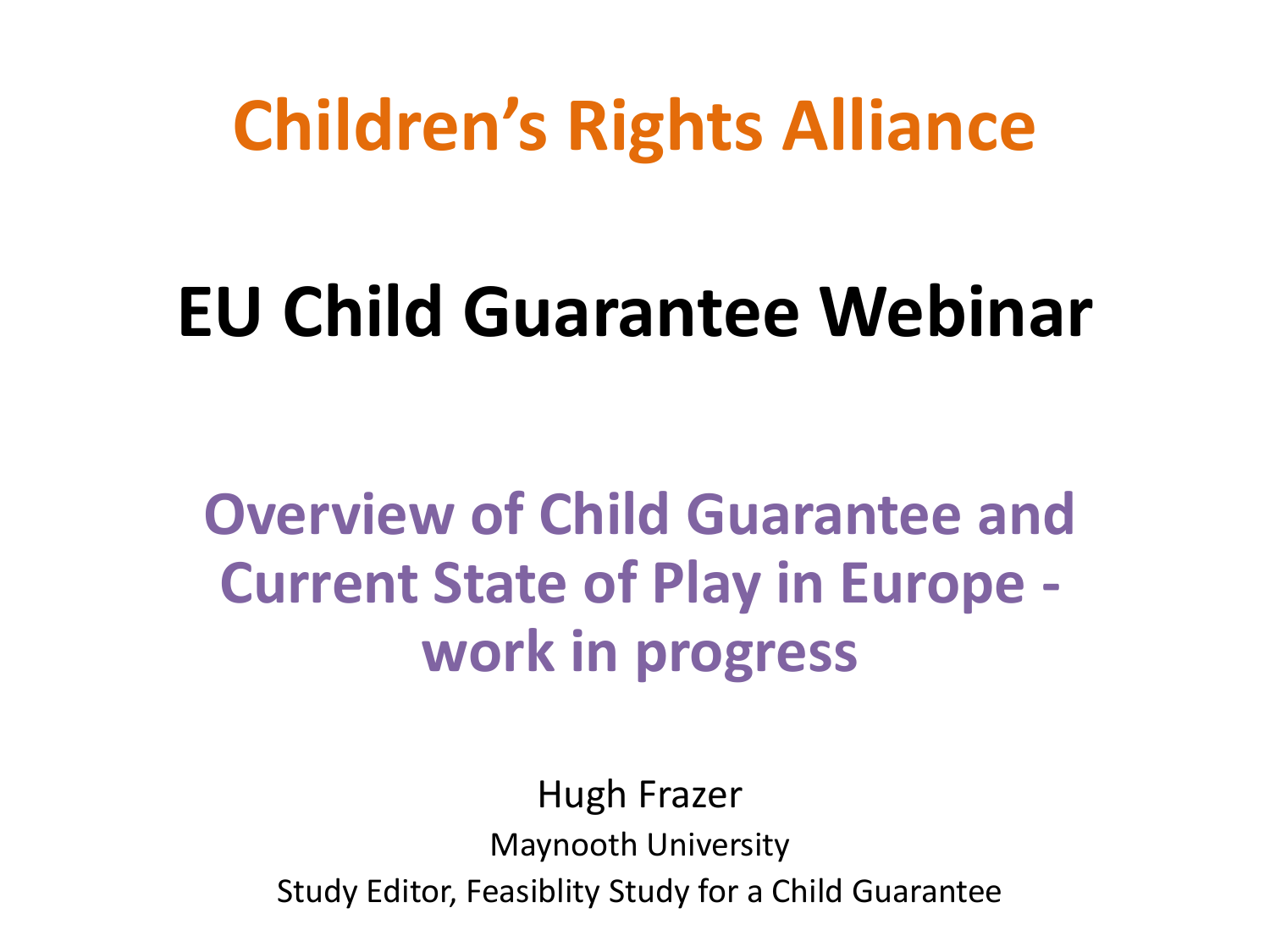# Children's Rights Alliance

# EU Child Guarantee Webinar

## Overview of Child Guarantee and Current State of Play in Europe - work in progress

Hugh Frazer

Maynooth University

Study Editor, Feasiblity Study for a Child Guarantee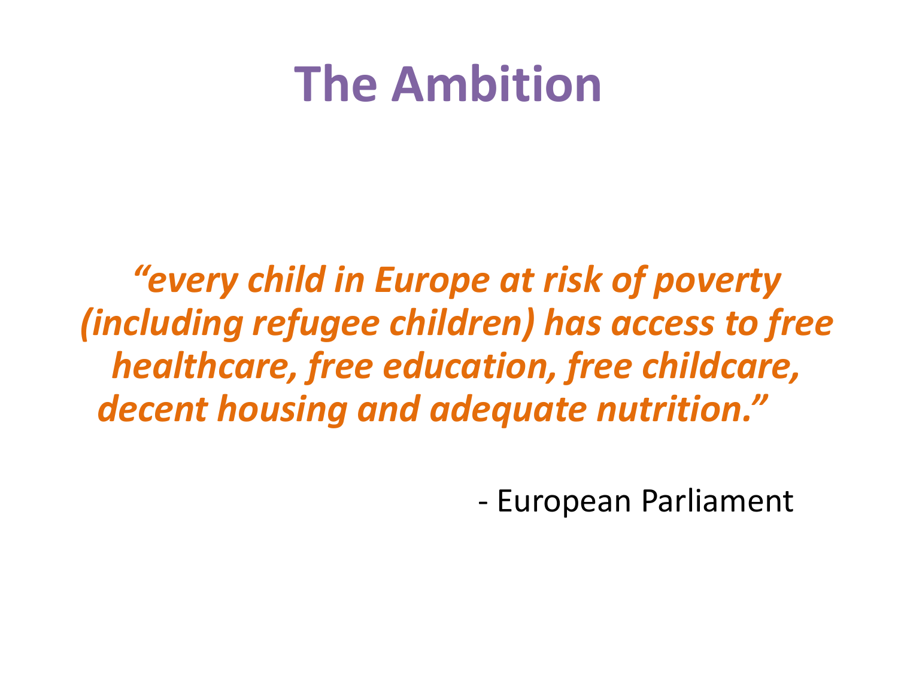# The Ambition

*"every child in Europe at risk of poverty (including refugee children) has access to free healthcare, free education, free childcare, decent housing and adequate nutrition."*

- European Parliament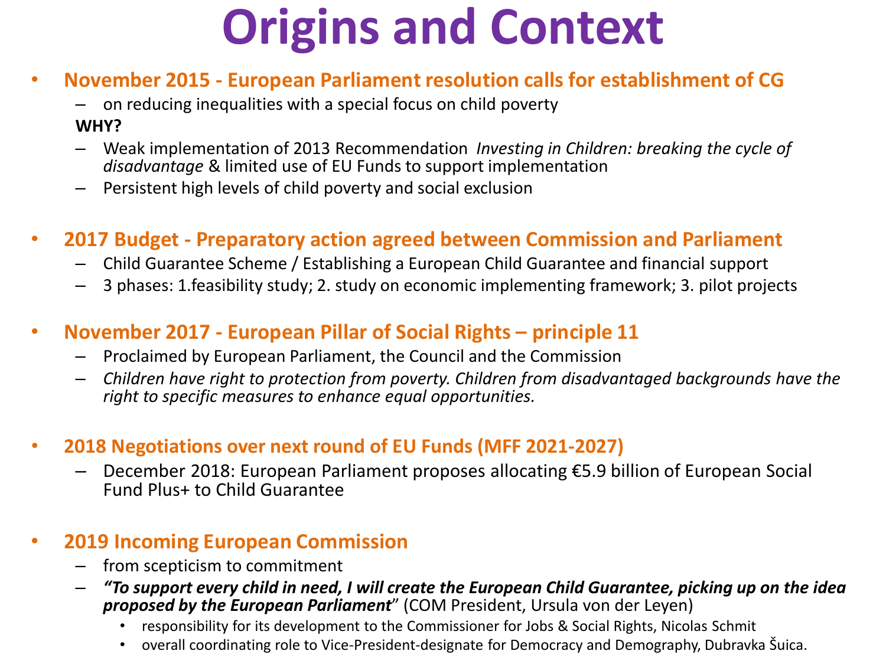# Origins and Context

- **November 2015 - European Parliament resolution calls for establishment of CG**
  - on reducing inequalities with a special focus on child poverty

  **WHY?**
  - Weak implementation of 2013 Recommendation *Investing in Children: breaking the cycle of disadvantage* & limited use of EU Funds to support implementation
  - Persistent high levels of child poverty and social exclusion

- **2017 Budget - Preparatory action agreed between Commission and Parliament**
  - Child Guarantee Scheme / Establishing a European Child Guarantee and financial support
  - 3 phases: 1.feasibility study; 2. study on economic implementing framework; 3. pilot projects

- **November 2017 - European Pillar of Social Rights – principle 11**
  - Proclaimed by European Parliament, the Council and the Commission
  - *Children have right to protection from poverty. Children from disadvantaged backgrounds have the right to specific measures to enhance equal opportunities.*

- **2018 Negotiations over next round of EU Funds (MFF 2021-2027)**
  - December 2018: European Parliament proposes allocating €5.9 billion of European Social Fund Plus+ to Child Guarantee

- **2019 Incoming European Commission**
  - from scepticism to commitment
  - ***"To support every child in need, I will create the European Child Guarantee, picking up on the idea proposed by the European Parliament"*** (COM President, Ursula von der Leyen)
    - responsibility for its development to the Commissioner for Jobs & Social Rights, Nicolas Schmit
    - overall coordinating role to Vice-President-designate for Democracy and Demography, Dubravka Šuica.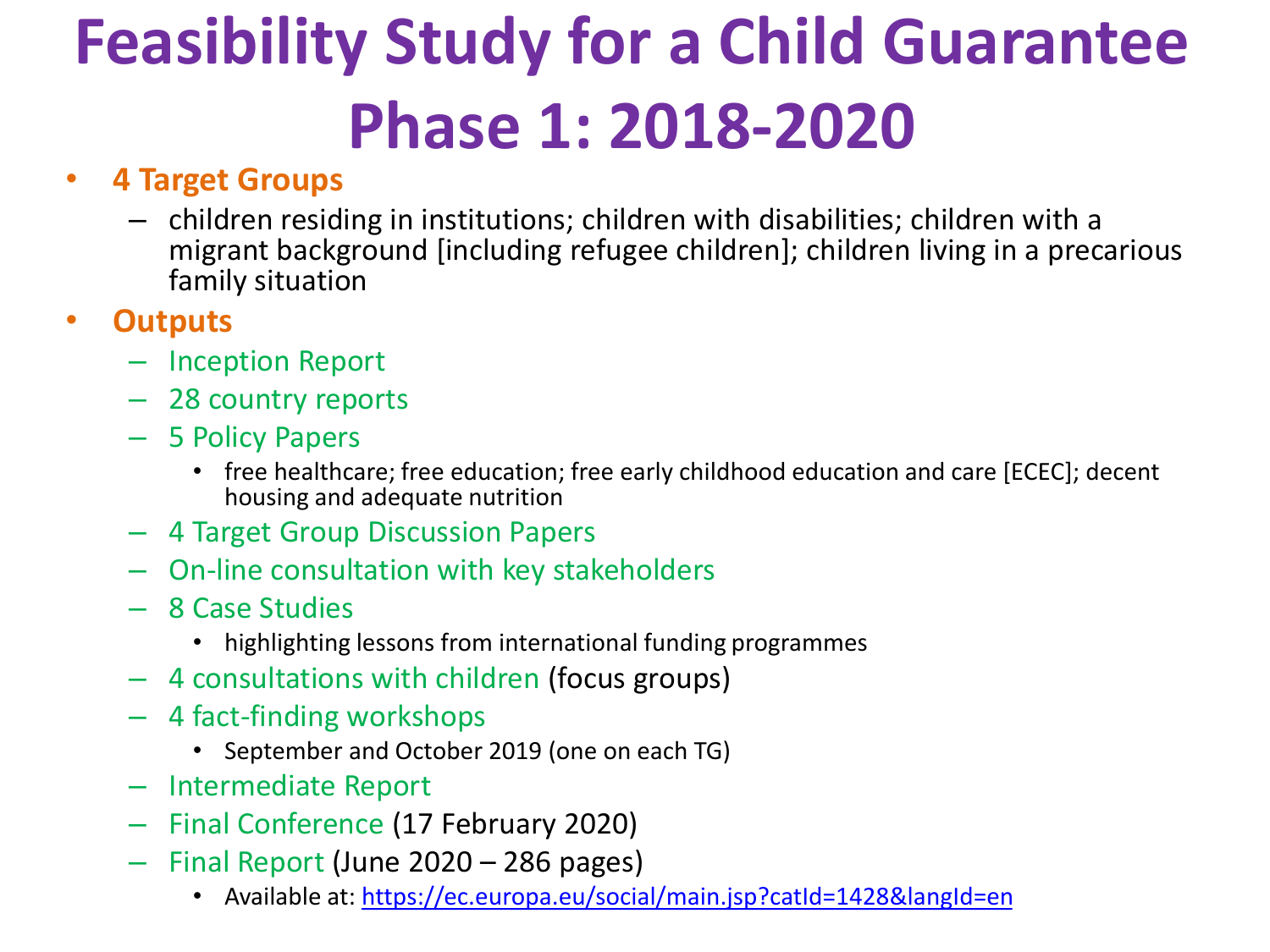# Feasibility Study for a Child Guarantee Phase 1: 2018-2020

- **4 Target Groups**
  - children residing in institutions; children with disabilities; children with a migrant background [including refugee children]; children living in a precarious family situation
- **Outputs**
  - Inception Report
  - 28 country reports
  - 5 Policy Papers
    - free healthcare; free education; free early childhood education and care [ECEC]; decent housing and adequate nutrition
  - 4 Target Group Discussion Papers
  - On-line consultation with key stakeholders
  - 8 Case Studies
    - highlighting lessons from international funding programmes
  - 4 consultations with children (focus groups)
  - 4 fact-finding workshops
    - September and October 2019 (one on each TG)
  - Intermediate Report
  - Final Conference (17 February 2020)
  - Final Report (June 2020 – 286 pages)
    - Available at: [https://ec.europa.eu/social/main.jsp?catId=1428&langId=en](https://ec.europa.eu/social/main.jsp?catId=1428&langId=en)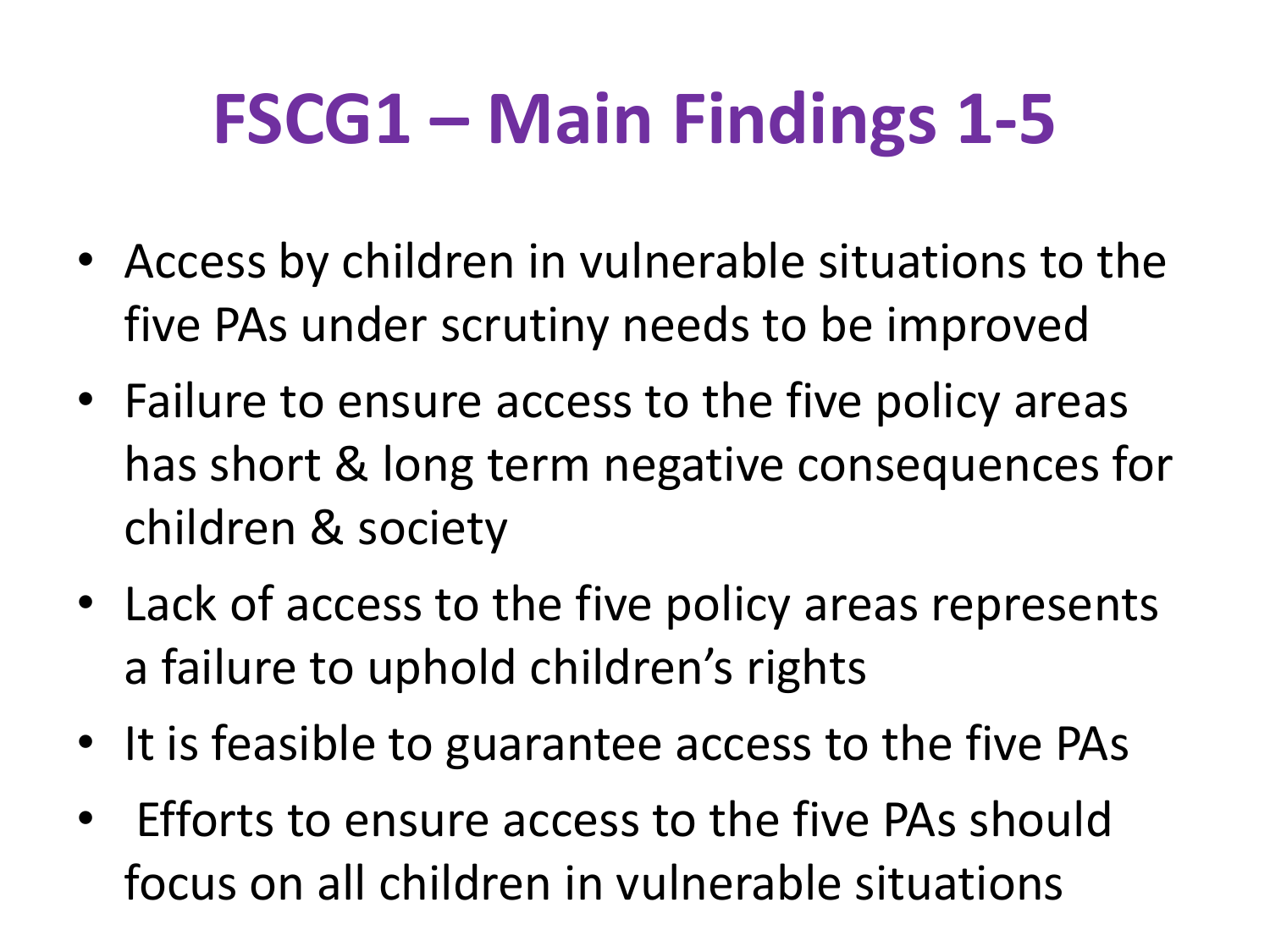# FSCG1 – Main Findings 1-5

- Access by children in vulnerable situations to the five PAs under scrutiny needs to be improved
- Failure to ensure access to the five policy areas has short & long term negative consequences for children & society
- Lack of access to the five policy areas represents a failure to uphold children's rights
- It is feasible to guarantee access to the five PAs
- Efforts to ensure access to the five PAs should focus on all children in vulnerable situations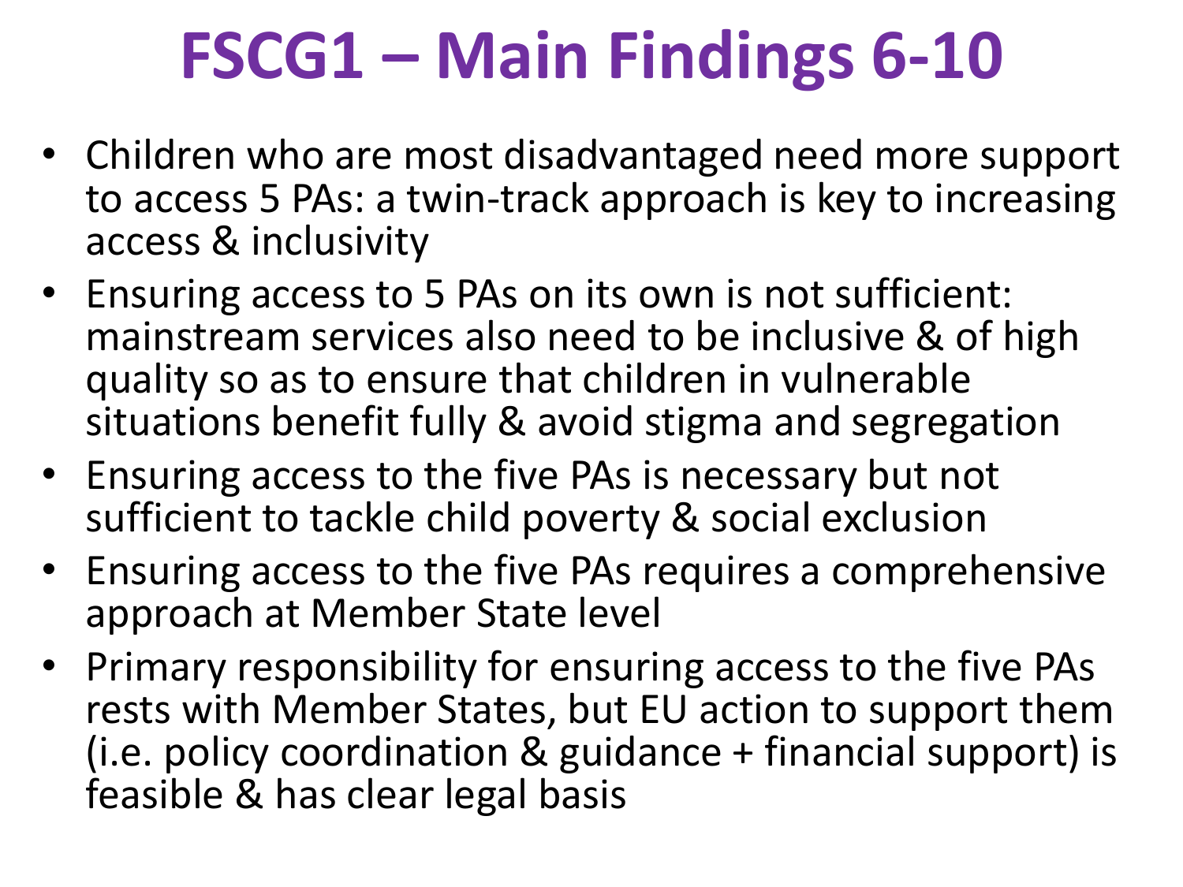# FSCG1 – Main Findings 6-10

- Children who are most disadvantaged need more support to access 5 PAs: a twin-track approach is key to increasing access & inclusivity
- Ensuring access to 5 PAs on its own is not sufficient: mainstream services also need to be inclusive & of high quality so as to ensure that children in vulnerable situations benefit fully & avoid stigma and segregation
- Ensuring access to the five PAs is necessary but not sufficient to tackle child poverty & social exclusion
- Ensuring access to the five PAs requires a comprehensive approach at Member State level
- Primary responsibility for ensuring access to the five PAs rests with Member States, but EU action to support them (i.e. policy coordination & guidance + financial support) is feasible & has clear legal basis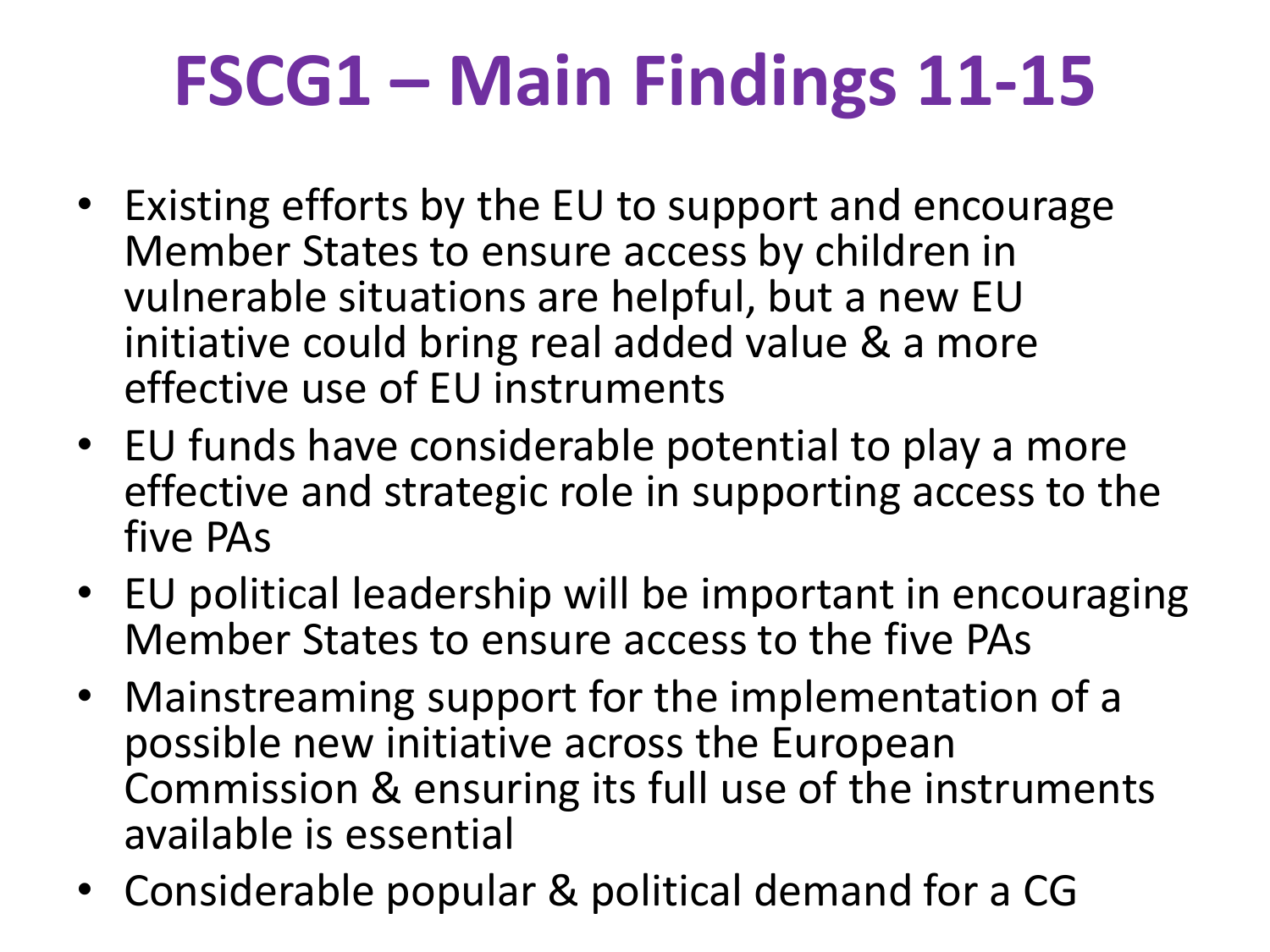# FSCG1 – Main Findings 11-15

- Existing efforts by the EU to support and encourage Member States to ensure access by children in vulnerable situations are helpful, but a new EU initiative could bring real added value & a more effective use of EU instruments
- EU funds have considerable potential to play a more effective and strategic role in supporting access to the five PAs
- EU political leadership will be important in encouraging Member States to ensure access to the five PAs
- Mainstreaming support for the implementation of a possible new initiative across the European Commission & ensuring its full use of the instruments available is essential
- Considerable popular & political demand for a CG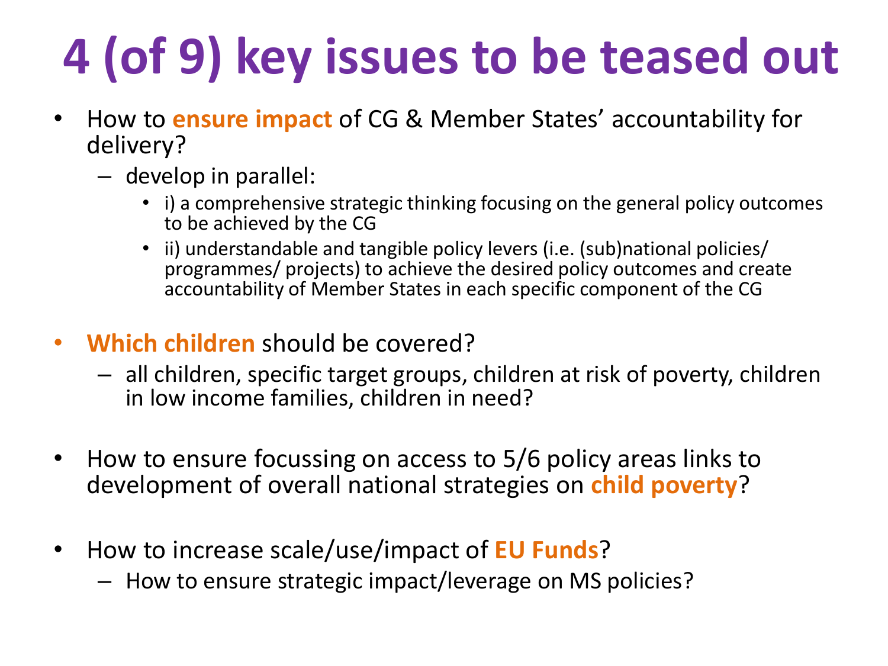# 4 (of 9) key issues to be teased out

- How to **ensure impact** of CG & Member States' accountability for delivery?
  - develop in parallel:
    - i) a comprehensive strategic thinking focusing on the general policy outcomes to be achieved by the CG
    - ii) understandable and tangible policy levers (i.e. (sub)national policies/ programmes/ projects) to achieve the desired policy outcomes and create accountability of Member States in each specific component of the CG

- **Which children** should be covered?
  - all children, specific target groups, children at risk of poverty, children in low income families, children in need?

- How to ensure focussing on access to 5/6 policy areas links to development of overall national strategies on **child poverty**?

- How to increase scale/use/impact of **EU Funds**?
  - How to ensure strategic impact/leverage on MS policies?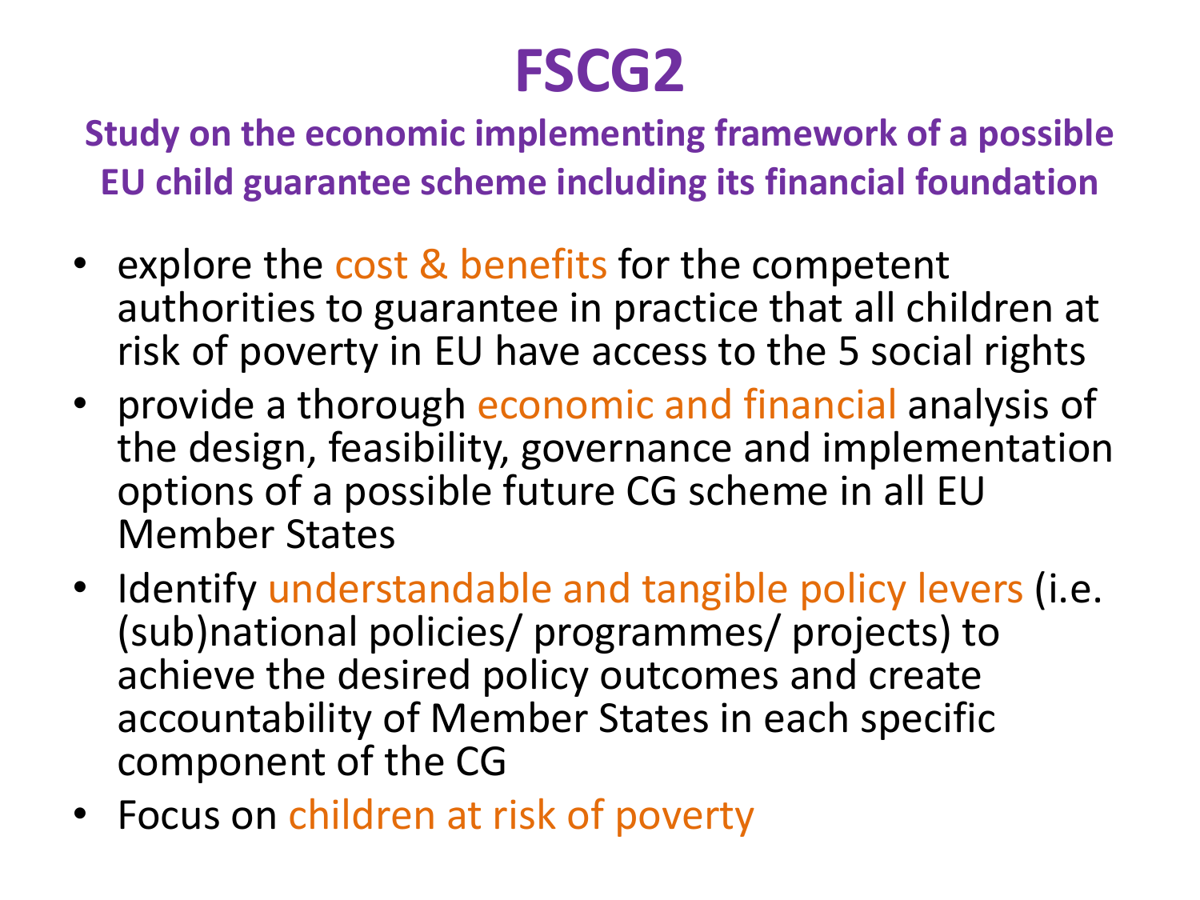# FSCG2

## Study on the economic implementing framework of a possible EU child guarantee scheme including its financial foundation

- explore the cost & benefits for the competent authorities to guarantee in practice that all children at risk of poverty in EU have access to the 5 social rights
- provide a thorough economic and financial analysis of the design, feasibility, governance and implementation options of a possible future CG scheme in all EU Member States
- Identify understandable and tangible policy levers (i.e. (sub)national policies/ programmes/ projects) to achieve the desired policy outcomes and create accountability of Member States in each specific component of the CG
- Focus on children at risk of poverty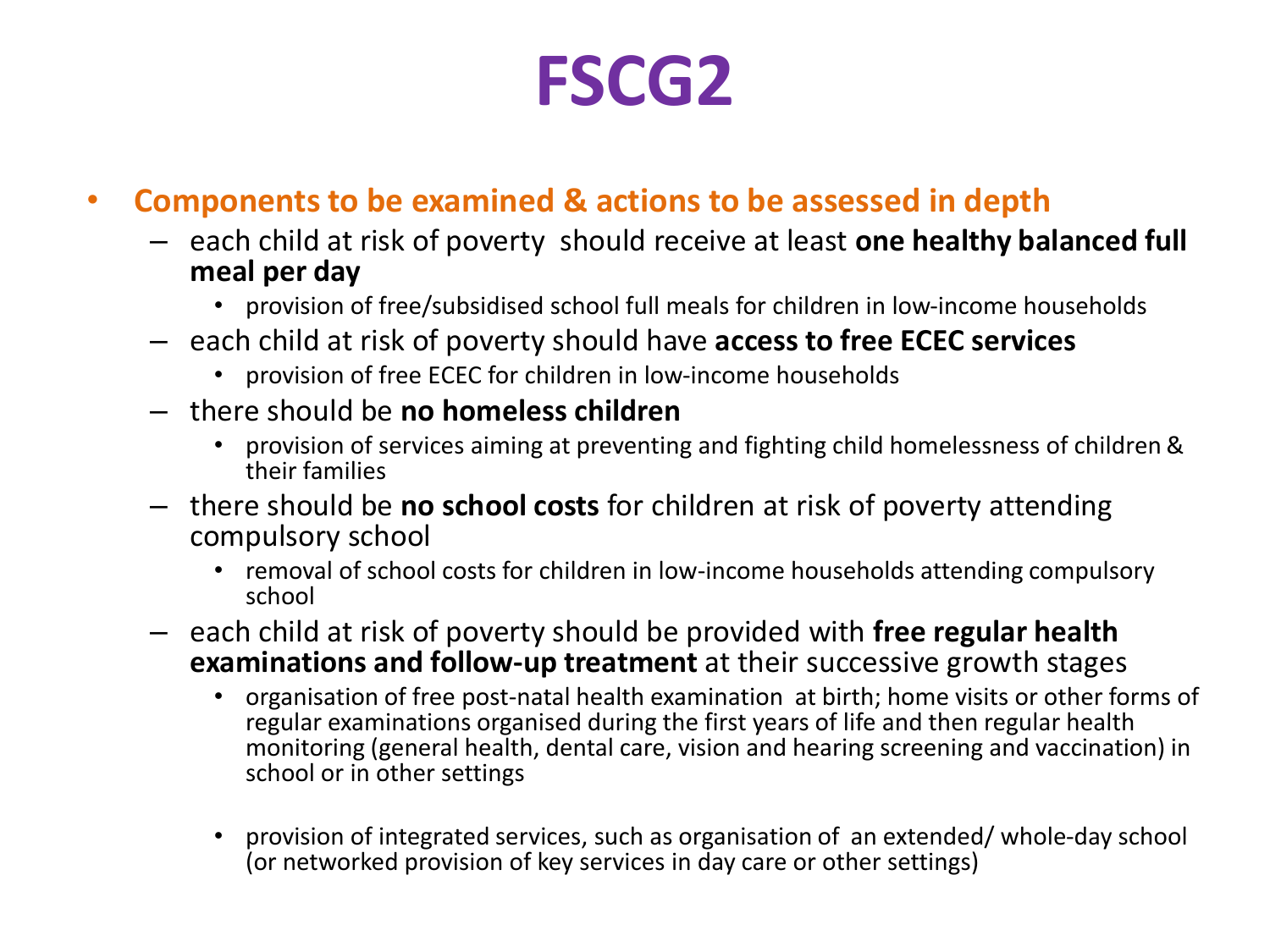# FSCG2

- **Components to be examined & actions to be assessed in depth**
  - each child at risk of poverty should receive at least **one healthy balanced full meal per day**
    - provision of free/subsidised school full meals for children in low-income households
  - each child at risk of poverty should have **access to free ECEC services**
    - provision of free ECEC for children in low-income households
  - there should be **no homeless children**
    - provision of services aiming at preventing and fighting child homelessness of children & their families
  - there should be **no school costs** for children at risk of poverty attending compulsory school
    - removal of school costs for children in low-income households attending compulsory school
  - each child at risk of poverty should be provided with **free regular health examinations and follow-up treatment** at their successive growth stages
    - organisation of free post-natal health examination at birth; home visits or other forms of regular examinations organised during the first years of life and then regular health monitoring (general health, dental care, vision and hearing screening and vaccination) in school or in other settings
    - provision of integrated services, such as organisation of an extended/ whole-day school (or networked provision of key services in day care or other settings)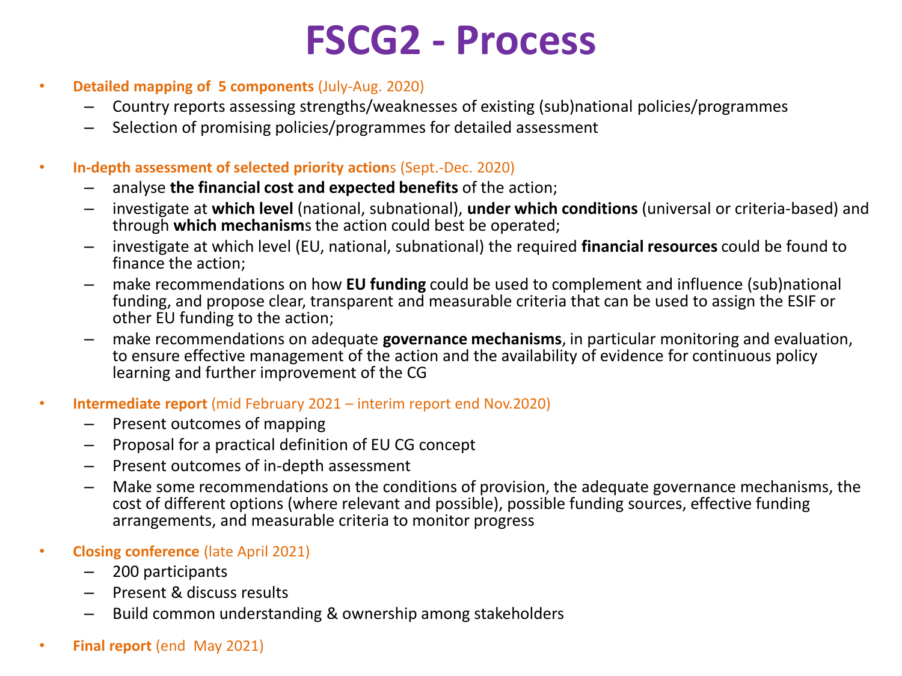# FSCG2 - Process

- **Detailed mapping of 5 components** (July-Aug. 2020)
  - Country reports assessing strengths/weaknesses of existing (sub)national policies/programmes
  - Selection of promising policies/programmes for detailed assessment

- **In-depth assessment of selected priority action**s (Sept.-Dec. 2020)
  - analyse **the financial cost and expected benefits** of the action;
  - investigate at **which level** (national, subnational), **under which conditions** (universal or criteria-based) and through **which mechanism**s the action could best be operated;
  - investigate at which level (EU, national, subnational) the required **financial resources** could be found to finance the action;
  - make recommendations on how **EU funding** could be used to complement and influence (sub)national funding, and propose clear, transparent and measurable criteria that can be used to assign the ESIF or other EU funding to the action;
  - make recommendations on adequate **governance mechanisms**, in particular monitoring and evaluation, to ensure effective management of the action and the availability of evidence for continuous policy learning and further improvement of the CG

- **Intermediate report** (mid February 2021 – interim report end Nov.2020)
  - Present outcomes of mapping
  - Proposal for a practical definition of EU CG concept
  - Present outcomes of in-depth assessment
  - Make some recommendations on the conditions of provision, the adequate governance mechanisms, the cost of different options (where relevant and possible), possible funding sources, effective funding arrangements, and measurable criteria to monitor progress

- **Closing conference** (late April 2021)
  - 200 participants
  - Present & discuss results
  - Build common understanding & ownership among stakeholders

- **Final report** (end May 2021)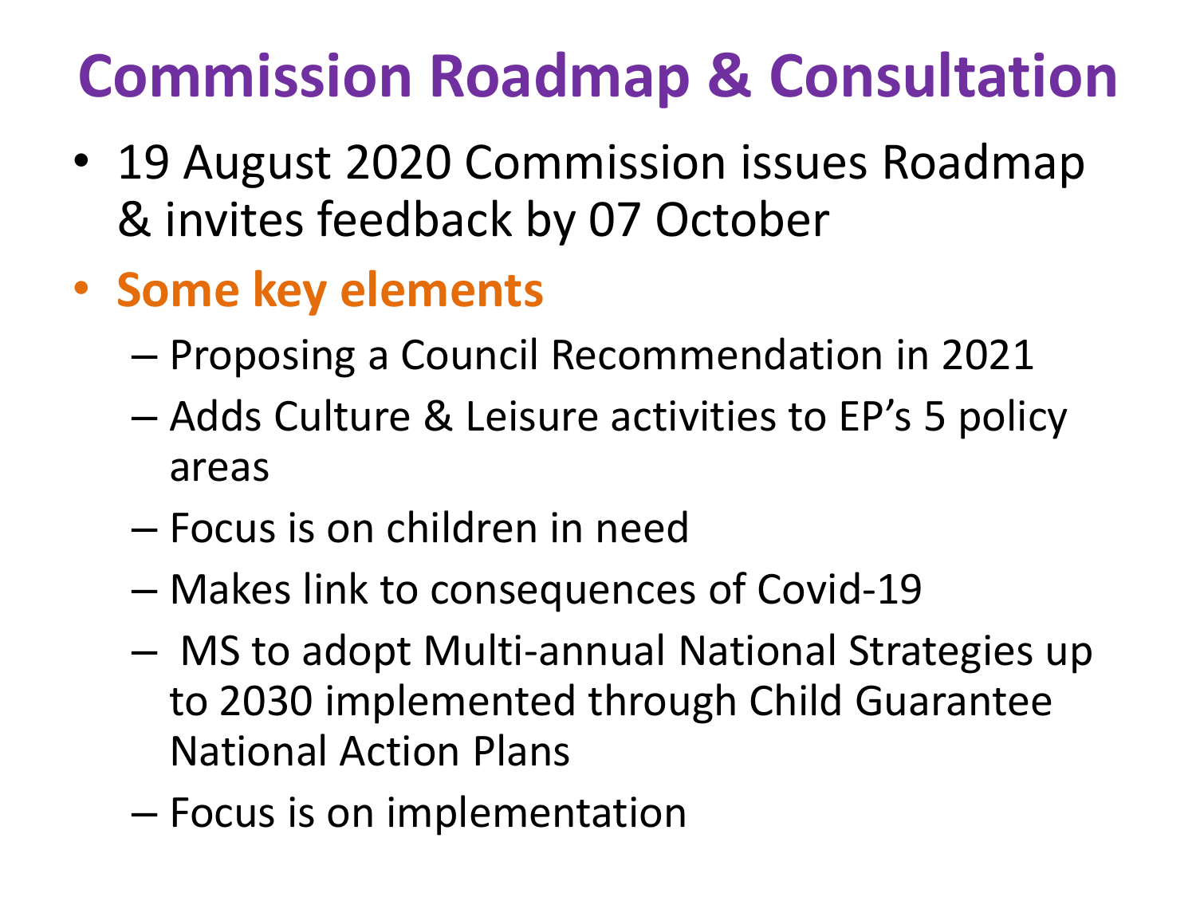# Commission Roadmap & Consultation

- 19 August 2020 Commission issues Roadmap & invites feedback by 07 October
- **Some key elements**
  - Proposing a Council Recommendation in 2021
  - Adds Culture & Leisure activities to EP's 5 policy areas
  - Focus is on children in need
  - Makes link to consequences of Covid-19
  - MS to adopt Multi-annual National Strategies up to 2030 implemented through Child Guarantee National Action Plans
  - Focus is on implementation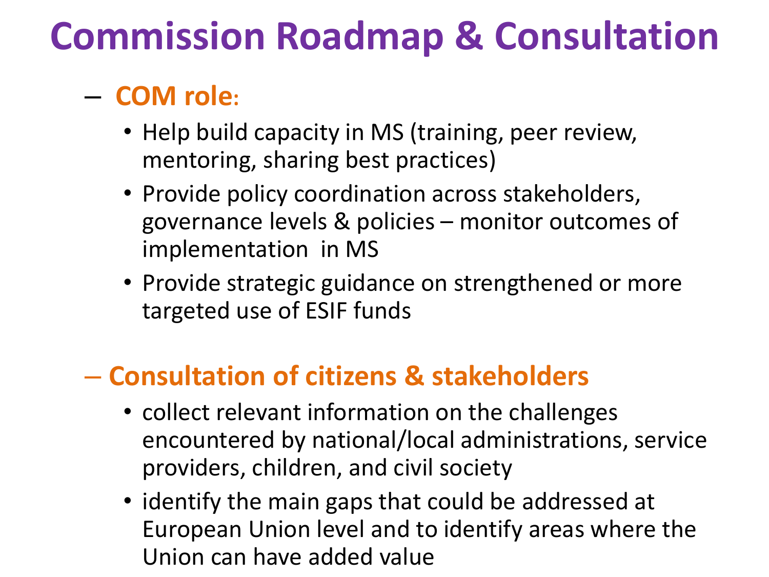# Commission Roadmap & Consultation

- **COM role:**
  - Help build capacity in MS (training, peer review, mentoring, sharing best practices)
  - Provide policy coordination across stakeholders, governance levels & policies – monitor outcomes of implementation in MS
  - Provide strategic guidance on strengthened or more targeted use of ESIF funds

- **Consultation of citizens & stakeholders**
  - collect relevant information on the challenges encountered by national/local administrations, service providers, children, and civil society
  - identify the main gaps that could be addressed at European Union level and to identify areas where the Union can have added value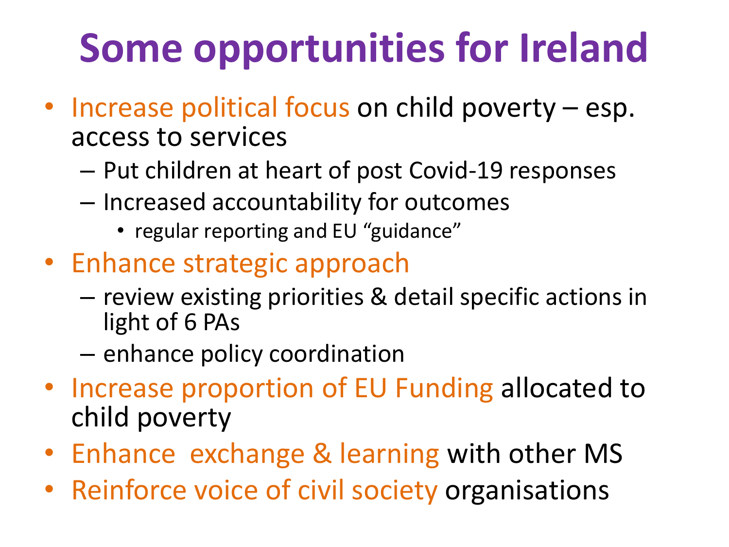# Some opportunities for Ireland

- Increase political focus on child poverty – esp. access to services
  - Put children at heart of post Covid-19 responses
  - Increased accountability for outcomes
    - regular reporting and EU "guidance"
- Enhance strategic approach
  - review existing priorities & detail specific actions in light of 6 PAs
  - enhance policy coordination
- Increase proportion of EU Funding allocated to child poverty
- Enhance exchange & learning with other MS
- Reinforce voice of civil society organisations